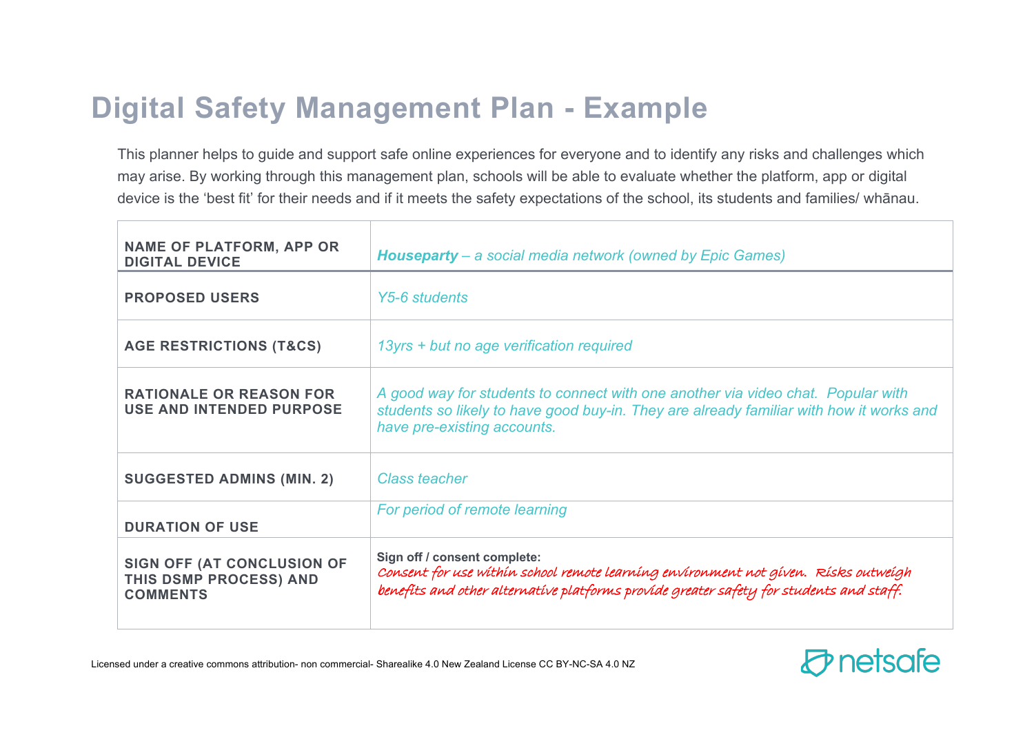# Digital Safety Management Plan - Example

This planner helps to guide and support safe online experiences for everyone and to identify any risks and challenges which may arise. By working through this management plan, schools will be able to evaluate whether the platform, app or digital device is the 'best fit' for their needs and if it meets the safety expectations of the school, its students and families/ whānau.

| **NAME OF PLATFORM, APP OR DIGITAL DEVICE** | ***Houseparty*** *– a social media network (owned by Epic Games)* |
|---|---|
| **PROPOSED USERS** | *Y5-6 students* |
| **AGE RESTRICTIONS (T&CS)** | *13yrs + but no age verification required* |
| **RATIONALE OR REASON FOR USE AND INTENDED PURPOSE** | *A good way for students to connect with one another via video chat. Popular with students so likely to have good buy-in. They are already familiar with how it works and have pre-existing accounts.* |
| **SUGGESTED ADMINS (MIN. 2)** | *Class teacher* |
| **DURATION OF USE** | *For period of remote learning* |
| **SIGN OFF (AT CONCLUSION OF THIS DSMP PROCESS) AND COMMENTS** | **Sign off / consent complete:** Consent for use within school remote learning environment not given. Risks outweigh benefits and other alternative platforms provide greater safety for students and staff. |

Licensed under a creative commons attribution- non commercial- Sharealike 4.0 New Zealand License CC BY-NC-SA 4.0 NZ

netsafe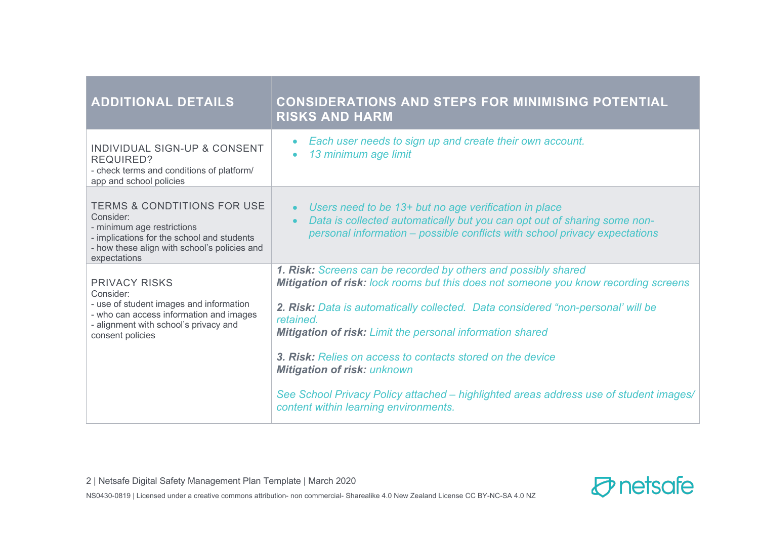| ADDITIONAL DETAILS | CONSIDERATIONS AND STEPS FOR MINIMISING POTENTIAL RISKS AND HARM |
|---|---|
| INDIVIDUAL SIGN-UP & CONSENT REQUIRED?<br>- check terms and conditions of platform/ app and school policies | • *Each user needs to sign up and create their own account.*<br>• *13 minimum age limit* |
| TERMS & CONDTITIONS FOR USE<br>Consider:<br>- minimum age restrictions<br>- implications for the school and students<br>- how these align with school's policies and expectations | • *Users need to be 13+ but no age verification in place*<br>• *Data is collected automatically but you can opt out of sharing some non-personal information – possible conflicts with school privacy expectations* |
| PRIVACY RISKS<br>Consider:<br>- use of student images and information<br>- who can access information and images<br>- alignment with school's privacy and consent policies | ***1. Risk:*** *Screens can be recorded by others and possibly shared*<br>***Mitigation of risk:*** *lock rooms but this does not someone you know recording screens*<br><br>***2. Risk:*** *Data is automatically collected. Data considered "non-personal' will be retained.*<br>***Mitigation of risk:*** *Limit the personal information shared*<br><br>***3. Risk:*** *Relies on access to contacts stored on the device*<br>***Mitigation of risk:*** *unknown*<br><br>*See School Privacy Policy attached – highlighted areas address use of student images/ content within learning environments.* |

NS0430-0819 | Licensed under a creative commons attribution- non commercial- Sharealike 4.0 New Zealand License CC BY-NC-SA 4.0 NZ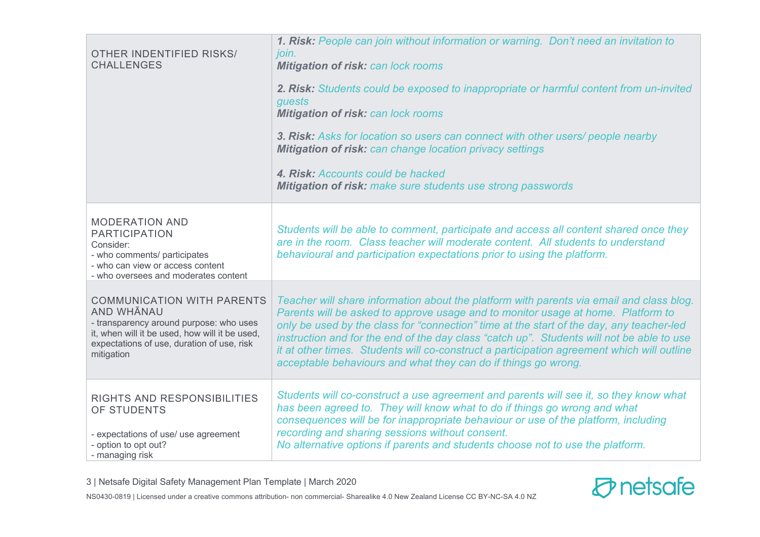| | |
|---|---|
| OTHER INDENTIFIED RISKS/ CHALLENGES | ***1. Risk:*** *People can join without information or warning.  Don't need an invitation to join.*<br>***Mitigation of risk:*** *can lock rooms*<br><br>***2. Risk:*** *Students could be exposed to inappropriate or harmful content from un-invited guests*<br>***Mitigation of risk:*** *can lock rooms*<br><br>***3. Risk:*** *Asks for location so users can connect with other users/ people nearby*<br>***Mitigation of risk:*** *can change location privacy settings*<br><br>***4. Risk:*** *Accounts could be hacked*<br>***Mitigation of risk:*** *make sure students use strong passwords* |
| MODERATION AND PARTICIPATION<br>Consider:<br>- who comments/ participates<br>- who can view or access content<br>- who oversees and moderates content | *Students will be able to comment, participate and access all content shared once they are in the room.  Class teacher will moderate content.  All students to understand behavioural and participation expectations prior to using the platform.* |
| COMMUNICATION WITH PARENTS AND WHĀNAU<br>- transparency around purpose: who uses it, when will it be used, how will it be used, expectations of use, duration of use, risk mitigation | *Teacher will share information about the platform with parents via email and class blog.  Parents will be asked to approve usage and to monitor usage at home.  Platform to only be used by the class for "connection" time at the start of the day, any teacher-led instruction and for the end of the day class "catch up".  Students will not be able to use it at other times.  Students will co-construct a participation agreement which will outline acceptable behaviours and what they can do if things go wrong.* |
| RIGHTS AND RESPONSIBILITIES OF STUDENTS<br><br>- expectations of use/ use agreement<br>- option to opt out?<br>- managing risk | *Students will co-construct a use agreement and parents will see it, so they know what has been agreed to.  They will know what to do if things go wrong and what consequences will be for inappropriate behaviour or use of the platform, including recording and sharing sessions without consent.*<br>*No alternative options if parents and students choose not to use the platform.* |

NS0430-0819 | Licensed under a creative commons attribution- non commercial- Sharealike 4.0 New Zealand License CC BY-NC-SA 4.0 NZ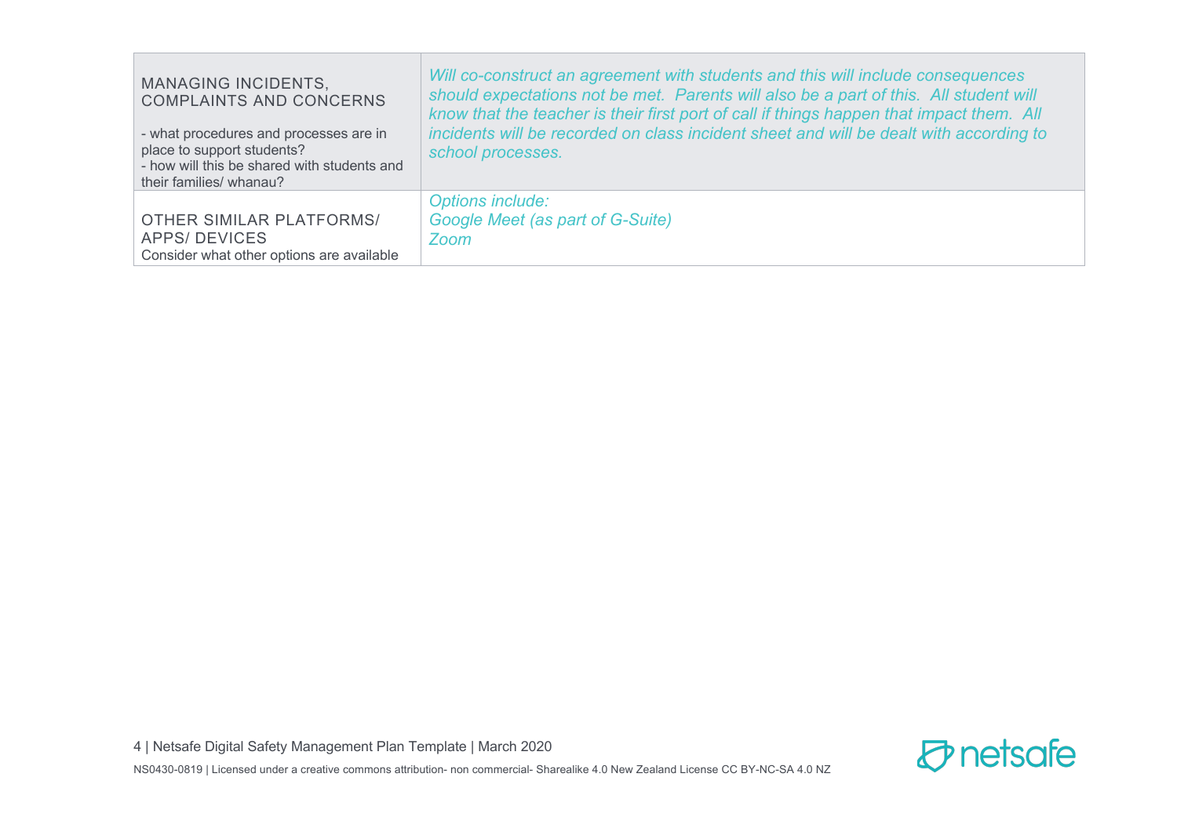| | |
|---|---|
| MANAGING INCIDENTS, COMPLAINTS AND CONCERNS<br><br>- what procedures and processes are in place to support students?<br>- how will this be shared with students and their families/ whanau? | *Will co-construct an agreement with students and this will include consequences should expectations not be met. Parents will also be a part of this. All student will know that the teacher is their first port of call if things happen that impact them. All incidents will be recorded on class incident sheet and will be dealt with according to school processes.* |
| OTHER SIMILAR PLATFORMS/ APPS/ DEVICES<br>Consider what other options are available | *Options include:*<br>*Google Meet (as part of G-Suite)*<br>*Zoom* |

4 | Netsafe Digital Safety Management Plan Template | March 2020

NS0430-0819 | Licensed under a creative commons attribution- non commercial- Sharealike 4.0 New Zealand License CC BY-NC-SA 4.0 NZ